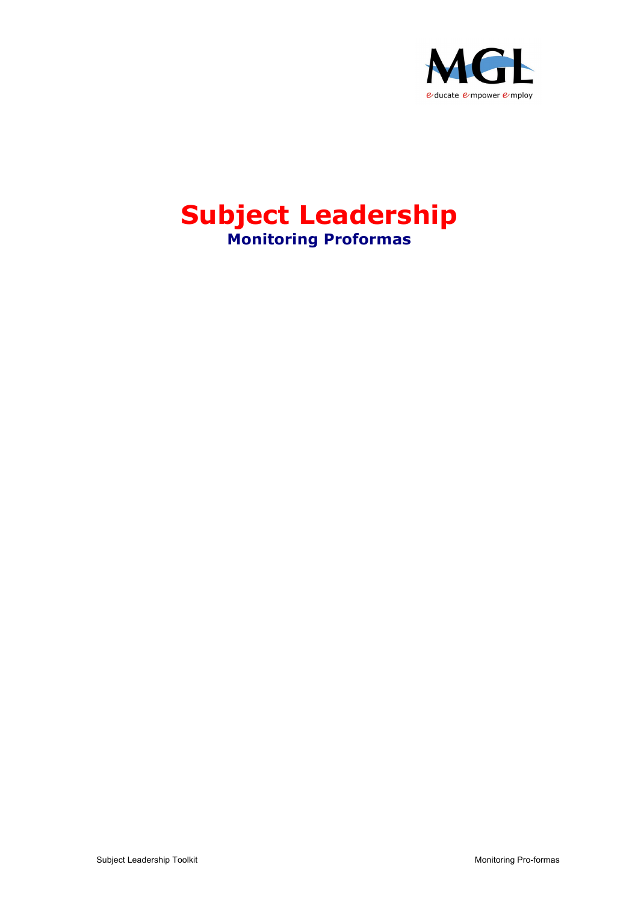# Subject Leadership

## Monitoring Proformas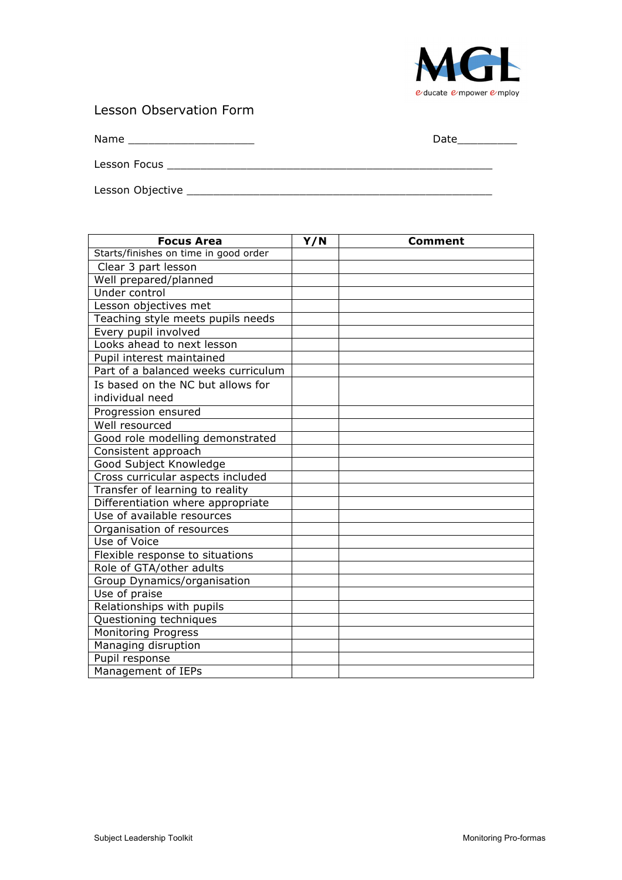MGL
educate empower employ

Lesson Observation Form

Name ____________________ Date_________

Lesson Focus ___________________________________________________

Lesson Objective _________________________________________________

| Focus Area | Y/N | Comment |
|---|---|---|
| Starts/finishes on time in good order | | |
| Clear 3 part lesson | | |
| Well prepared/planned | | |
| Under control | | |
| Lesson objectives met | | |
| Teaching style meets pupils needs | | |
| Every pupil involved | | |
| Looks ahead to next lesson | | |
| Pupil interest maintained | | |
| Part of a balanced weeks curriculum | | |
| Is based on the NC but allows for individual need | | |
| Progression ensured | | |
| Well resourced | | |
| Good role modelling demonstrated | | |
| Consistent approach | | |
| Good Subject Knowledge | | |
| Cross curricular aspects included | | |
| Transfer of learning to reality | | |
| Differentiation where appropriate | | |
| Use of available resources | | |
| Organisation of resources | | |
| Use of Voice | | |
| Flexible response to situations | | |
| Role of GTA/other adults | | |
| Group Dynamics/organisation | | |
| Use of praise | | |
| Relationships with pupils | | |
| Questioning techniques | | |
| Monitoring Progress | | |
| Managing disruption | | |
| Pupil response | | |
| Management of IEPs | | |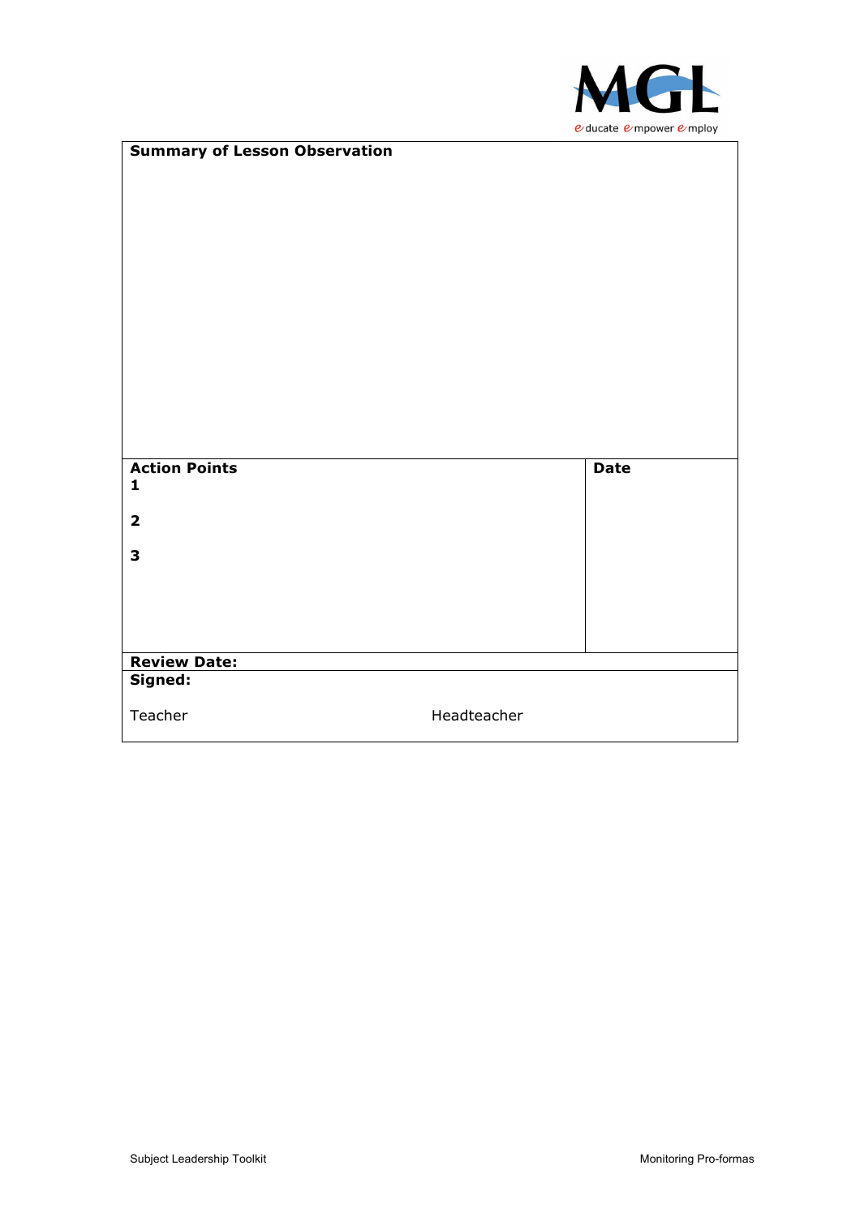| **Summary of Lesson Observation** | |
|---|---|
| **Action Points**<br>**1**<br><br>**2**<br><br>**3** | **Date** |
| **Review Date:** | |
| **Signed:**<br><br>Teacher Headteacher | |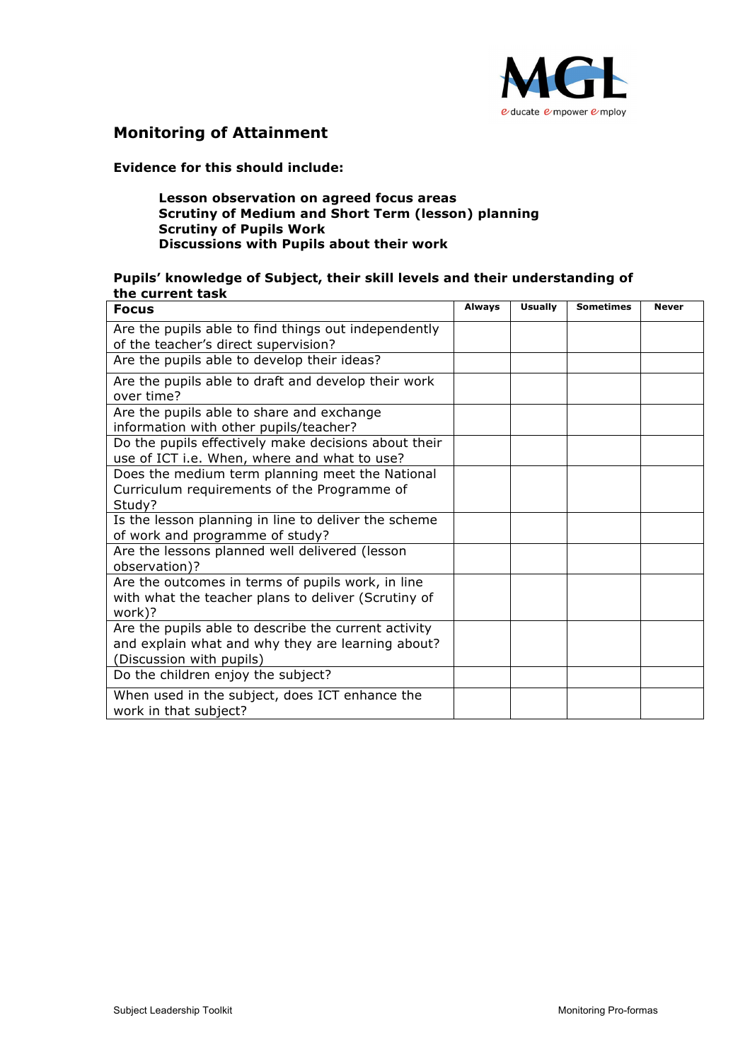# Monitoring of Attainment

**Evidence for this should include:**

> **Lesson observation on agreed focus areas**
> **Scrutiny of Medium and Short Term (lesson) planning**
> **Scrutiny of Pupils Work**
> **Discussions with Pupils about their work**

**Pupils' knowledge of Subject, their skill levels and their understanding of the current task**

| Focus | Always | Usually | Sometimes | Never |
|---|---|---|---|---|
| Are the pupils able to find things out independently of the teacher's direct supervision? | | | | |
| Are the pupils able to develop their ideas? | | | | |
| Are the pupils able to draft and develop their work over time? | | | | |
| Are the pupils able to share and exchange information with other pupils/teacher? | | | | |
| Do the pupils effectively make decisions about their use of ICT i.e. When, where and what to use? | | | | |
| Does the medium term planning meet the National Curriculum requirements of the Programme of Study? | | | | |
| Is the lesson planning in line to deliver the scheme of work and programme of study? | | | | |
| Are the lessons planned well delivered (lesson observation)? | | | | |
| Are the outcomes in terms of pupils work, in line with what the teacher plans to deliver (Scrutiny of work)? | | | | |
| Are the pupils able to describe the current activity and explain what and why they are learning about? (Discussion with pupils) | | | | |
| Do the children enjoy the subject? | | | | |
| When used in the subject, does ICT enhance the work in that subject? | | | | |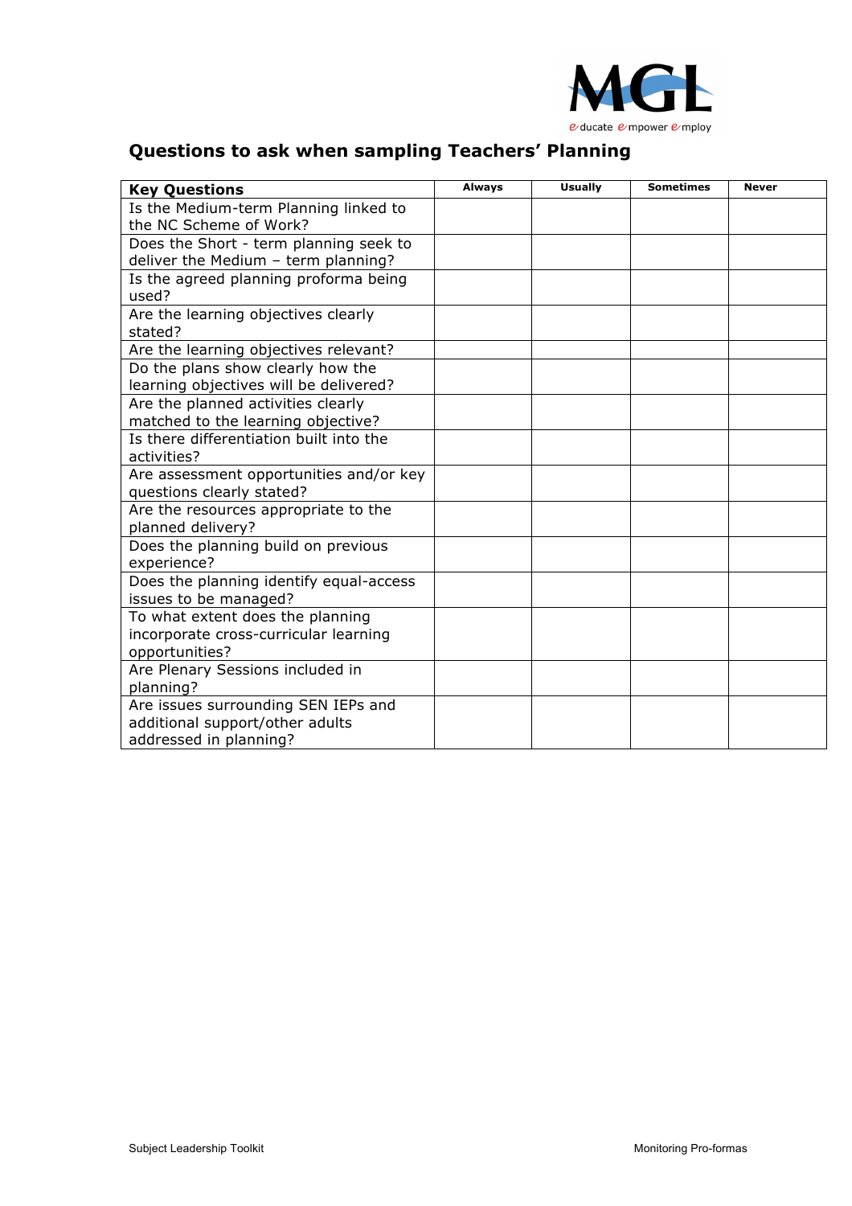## Questions to ask when sampling Teachers' Planning

| Key Questions | Always | Usually | Sometimes | Never |
|---|---|---|---|---|
| Is the Medium-term Planning linked to the NC Scheme of Work? | | | | |
| Does the Short - term planning seek to deliver the Medium – term planning? | | | | |
| Is the agreed planning proforma being used? | | | | |
| Are the learning objectives clearly stated? | | | | |
| Are the learning objectives relevant? | | | | |
| Do the plans show clearly how the learning objectives will be delivered? | | | | |
| Are the planned activities clearly matched to the learning objective? | | | | |
| Is there differentiation built into the activities? | | | | |
| Are assessment opportunities and/or key questions clearly stated? | | | | |
| Are the resources appropriate to the planned delivery? | | | | |
| Does the planning build on previous experience? | | | | |
| Does the planning identify equal-access issues to be managed? | | | | |
| To what extent does the planning incorporate cross-curricular learning opportunities? | | | | |
| Are Plenary Sessions included in planning? | | | | |
| Are issues surrounding SEN IEPs and additional support/other adults addressed in planning? | | | | |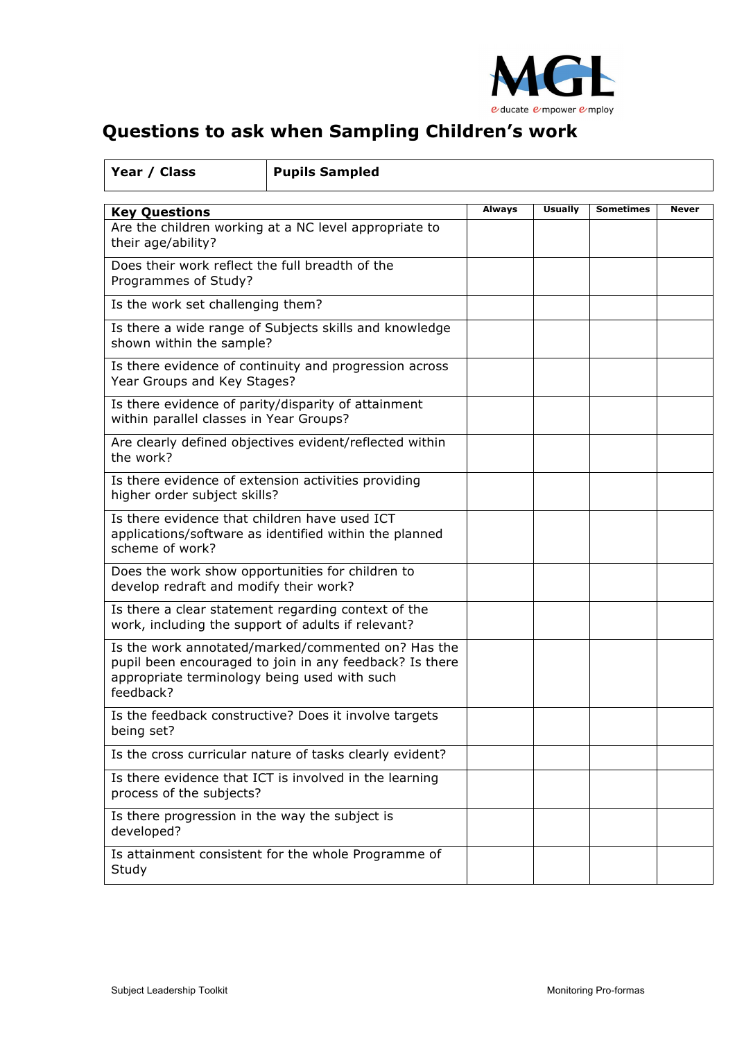# Questions to ask when Sampling Children's work

| Year / Class | Pupils Sampled |
|---|---|
| | |

| Key Questions | Always | Usually | Sometimes | Never |
|---|---|---|---|---|
| Are the children working at a NC level appropriate to their age/ability? | | | | |
| Does their work reflect the full breadth of the Programmes of Study? | | | | |
| Is the work set challenging them? | | | | |
| Is there a wide range of Subjects skills and knowledge shown within the sample? | | | | |
| Is there evidence of continuity and progression across Year Groups and Key Stages? | | | | |
| Is there evidence of parity/disparity of attainment within parallel classes in Year Groups? | | | | |
| Are clearly defined objectives evident/reflected within the work? | | | | |
| Is there evidence of extension activities providing higher order subject skills? | | | | |
| Is there evidence that children have used ICT applications/software as identified within the planned scheme of work? | | | | |
| Does the work show opportunities for children to develop redraft and modify their work? | | | | |
| Is there a clear statement regarding context of the work, including the support of adults if relevant? | | | | |
| Is the work annotated/marked/commented on? Has the pupil been encouraged to join in any feedback? Is there appropriate terminology being used with such feedback? | | | | |
| Is the feedback constructive? Does it involve targets being set? | | | | |
| Is the cross curricular nature of tasks clearly evident? | | | | |
| Is there evidence that ICT is involved in the learning process of the subjects? | | | | |
| Is there progression in the way the subject is developed? | | | | |
| Is attainment consistent for the whole Programme of Study | | | | |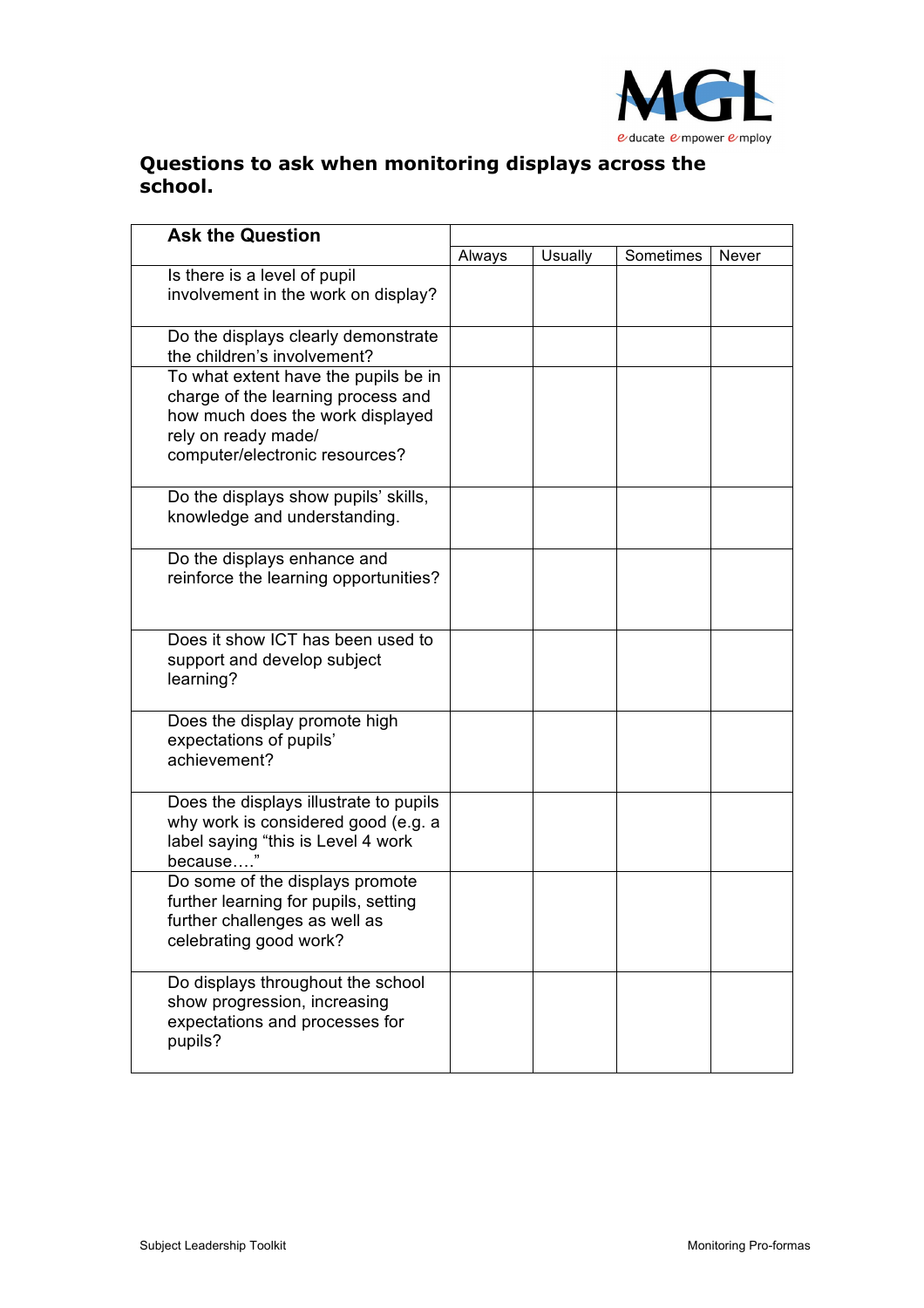**Questions to ask when monitoring displays across the school.**

| Ask the Question | | | | |
|---|---|---|---|---|
| | Always | Usually | Sometimes | Never |
| Is there is a level of pupil involvement in the work on display? | | | | |
| Do the displays clearly demonstrate the children's involvement? | | | | |
| To what extent have the pupils be in charge of the learning process and how much does the work displayed rely on ready made/ computer/electronic resources? | | | | |
| Do the displays show pupils' skills, knowledge and understanding. | | | | |
| Do the displays enhance and reinforce the learning opportunities? | | | | |
| Does it show ICT has been used to support and develop subject learning? | | | | |
| Does the display promote high expectations of pupils' achievement? | | | | |
| Does the displays illustrate to pupils why work is considered good (e.g. a label saying "this is Level 4 work because…." | | | | |
| Do some of the displays promote further learning for pupils, setting further challenges as well as celebrating good work? | | | | |
| Do displays throughout the school show progression, increasing expectations and processes for pupils? | | | | |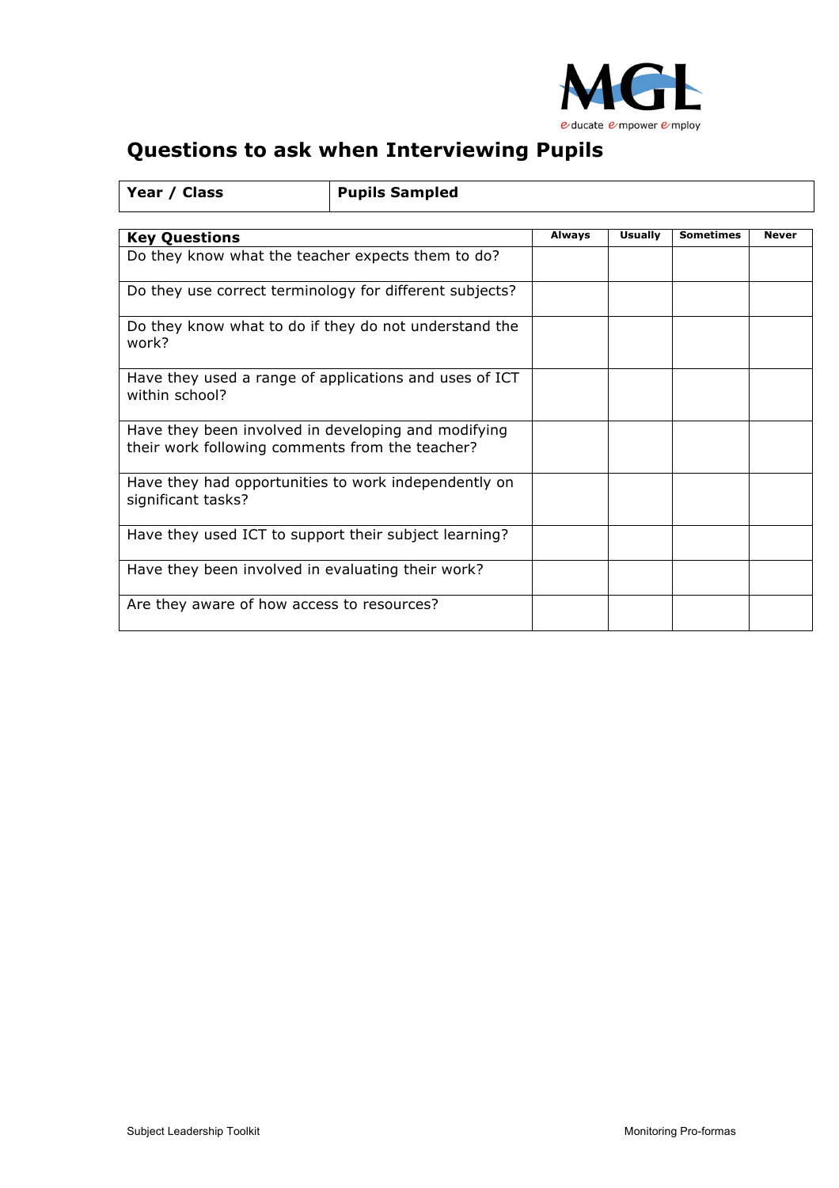# Questions to ask when Interviewing Pupils

| Year / Class | Pupils Sampled |
|---|---|
| | |

| Key Questions | Always | Usually | Sometimes | Never |
|---|---|---|---|---|
| Do they know what the teacher expects them to do? | | | | |
| Do they use correct terminology for different subjects? | | | | |
| Do they know what to do if they do not understand the work? | | | | |
| Have they used a range of applications and uses of ICT within school? | | | | |
| Have they been involved in developing and modifying their work following comments from the teacher? | | | | |
| Have they had opportunities to work independently on significant tasks? | | | | |
| Have they used ICT to support their subject learning? | | | | |
| Have they been involved in evaluating their work? | | | | |
| Are they aware of how access to resources? | | | | |